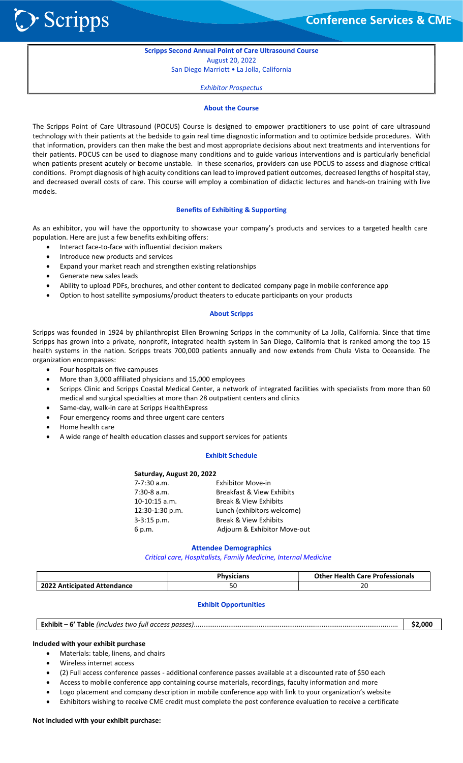# Scripps Second Annual Point of Care Ultrasound Course

August 20, 2022
San Diego Marriott • La Jolla, California

*Exhibitor Prospectus*

## About the Course

The Scripps Point of Care Ultrasound (POCUS) Course is designed to empower practitioners to use point of care ultrasound technology with their patients at the bedside to gain real time diagnostic information and to optimize bedside procedures. With that information, providers can then make the best and most appropriate decisions about next treatments and interventions for their patients. POCUS can be used to diagnose many conditions and to guide various interventions and is particularly beneficial when patients present acutely or become unstable. In these scenarios, providers can use POCUS to assess and diagnose critical conditions. Prompt diagnosis of high acuity conditions can lead to improved patient outcomes, decreased lengths of hospital stay, and decreased overall costs of care. This course will employ a combination of didactic lectures and hands-on training with live models.

## Benefits of Exhibiting & Supporting

As an exhibitor, you will have the opportunity to showcase your company's products and services to a targeted health care population. Here are just a few benefits exhibiting offers:

- Interact face-to-face with influential decision makers
- Introduce new products and services
- Expand your market reach and strengthen existing relationships
- Generate new sales leads
- Ability to upload PDFs, brochures, and other content to dedicated company page in mobile conference app
- Option to host satellite symposiums/product theaters to educate participants on your products

## About Scripps

Scripps was founded in 1924 by philanthropist Ellen Browning Scripps in the community of La Jolla, California. Since that time Scripps has grown into a private, nonprofit, integrated health system in San Diego, California that is ranked among the top 15 health systems in the nation. Scripps treats 700,000 patients annually and now extends from Chula Vista to Oceanside. The organization encompasses:

- Four hospitals on five campuses
- More than 3,000 affiliated physicians and 15,000 employees
- Scripps Clinic and Scripps Coastal Medical Center, a network of integrated facilities with specialists from more than 60 medical and surgical specialties at more than 28 outpatient centers and clinics
- Same-day, walk-in care at Scripps HealthExpress
- Four emergency rooms and three urgent care centers
- Home health care
- A wide range of health education classes and support services for patients

## Exhibit Schedule

**Saturday, August 20, 2022**

| | |
|---|---|
| 7-7:30 a.m. | Exhibitor Move-in |
| 7:30-8 a.m. | Breakfast & View Exhibits |
| 10-10:15 a.m. | Break & View Exhibits |
| 12:30-1:30 p.m. | Lunch (exhibitors welcome) |
| 3-3:15 p.m. | Break & View Exhibits |
| 6 p.m. | Adjourn & Exhibitor Move-out |

## Attendee Demographics

*Critical care, Hospitalists, Family Medicine, Internal Medicine*

| | Physicians | Other Health Care Professionals |
|---|---|---|
| **2022 Anticipated Attendance** | 50 | 20 |

## Exhibit Opportunities

| | |
|---|---|
| **Exhibit – 6' Table** *(includes two full access passes)*.......... | **$2,000** |

**Included with your exhibit purchase**

- Materials: table, linens, and chairs
- Wireless internet access
- (2) Full access conference passes - additional conference passes available at a discounted rate of $50 each
- Access to mobile conference app containing course materials, recordings, faculty information and more
- Logo placement and company description in mobile conference app with link to your organization's website
- Exhibitors wishing to receive CME credit must complete the post conference evaluation to receive a certificate

**Not included with your exhibit purchase:**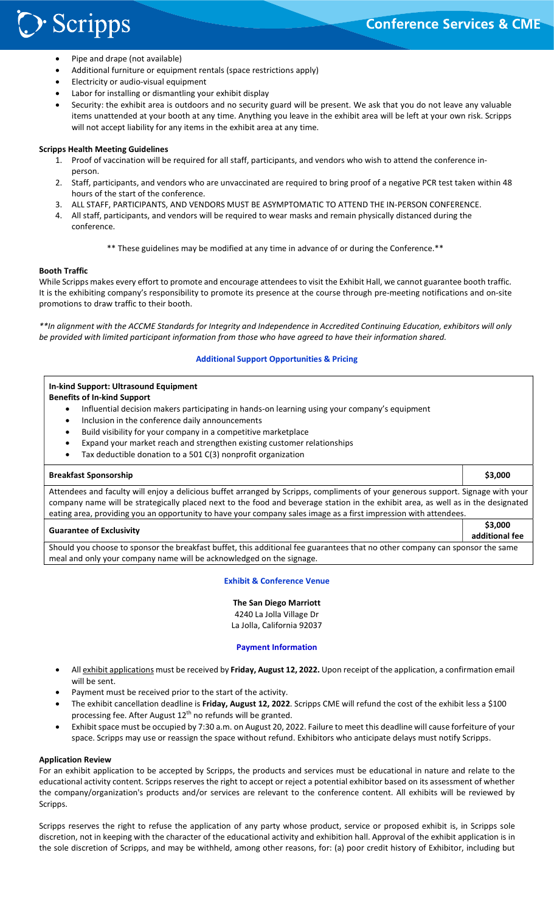- Pipe and drape (not available)
- Additional furniture or equipment rentals (space restrictions apply)
- Electricity or audio-visual equipment
- Labor for installing or dismantling your exhibit display
- Security: the exhibit area is outdoors and no security guard will be present. We ask that you do not leave any valuable items unattended at your booth at any time. Anything you leave in the exhibit area will be left at your own risk. Scripps will not accept liability for any items in the exhibit area at any time.

**Scripps Health Meeting Guidelines**

1. Proof of vaccination will be required for all staff, participants, and vendors who wish to attend the conference in-person.
2. Staff, participants, and vendors who are unvaccinated are required to bring proof of a negative PCR test taken within 48 hours of the start of the conference.
3. ALL STAFF, PARTICIPANTS, AND VENDORS MUST BE ASYMPTOMATIC TO ATTEND THE IN-PERSON CONFERENCE.
4. All staff, participants, and vendors will be required to wear masks and remain physically distanced during the conference.

** These guidelines may be modified at any time in advance of or during the Conference.**

**Booth Traffic**

While Scripps makes every effort to promote and encourage attendees to visit the Exhibit Hall, we cannot guarantee booth traffic. It is the exhibiting company's responsibility to promote its presence at the course through pre-meeting notifications and on-site promotions to draw traffic to their booth.

*\*\*In alignment with the ACCME Standards for Integrity and Independence in Accredited Continuing Education, exhibitors will only be provided with limited participant information from those who have agreed to have their information shared.*

## Additional Support Opportunities & Pricing

**In-kind Support: Ultrasound Equipment**
**Benefits of In-kind Support**

- Influential decision makers participating in hands-on learning using your company's equipment
- Inclusion in the conference daily announcements
- Build visibility for your company in a competitive marketplace
- Expand your market reach and strengthen existing customer relationships
- Tax deductible donation to a 501 C(3) nonprofit organization

| **Breakfast Sponsorship** | **$3,000** |
|---|---|
| Attendees and faculty will enjoy a delicious buffet arranged by Scripps, compliments of your generous support. Signage with your company name will be strategically placed next to the food and beverage station in the exhibit area, as well as in the designated eating area, providing you an opportunity to have your company sales image as a first impression with attendees. | |
| **Guarantee of Exclusivity** | **$3,000 additional fee** |
| Should you choose to sponsor the breakfast buffet, this additional fee guarantees that no other company can sponsor the same meal and only your company name will be acknowledged on the signage. | |

## Exhibit & Conference Venue

**The San Diego Marriott**
4240 La Jolla Village Dr
La Jolla, California 92037

## Payment Information

- All exhibit applications must be received by **Friday, August 12, 2022.** Upon receipt of the application, a confirmation email will be sent.
- Payment must be received prior to the start of the activity.
- The exhibit cancellation deadline is **Friday, August 12, 2022**. Scripps CME will refund the cost of the exhibit less a $100 processing fee. After August 12th no refunds will be granted.
- Exhibit space must be occupied by 7:30 a.m. on August 20, 2022. Failure to meet this deadline will cause forfeiture of your space. Scripps may use or reassign the space without refund. Exhibitors who anticipate delays must notify Scripps.

**Application Review**

For an exhibit application to be accepted by Scripps, the products and services must be educational in nature and relate to the educational activity content. Scripps reserves the right to accept or reject a potential exhibitor based on its assessment of whether the company/organization's products and/or services are relevant to the conference content. All exhibits will be reviewed by Scripps.

Scripps reserves the right to refuse the application of any party whose product, service or proposed exhibit is, in Scripps sole discretion, not in keeping with the character of the educational activity and exhibition hall. Approval of the exhibit application is in the sole discretion of Scripps, and may be withheld, among other reasons, for: (a) poor credit history of Exhibitor, including but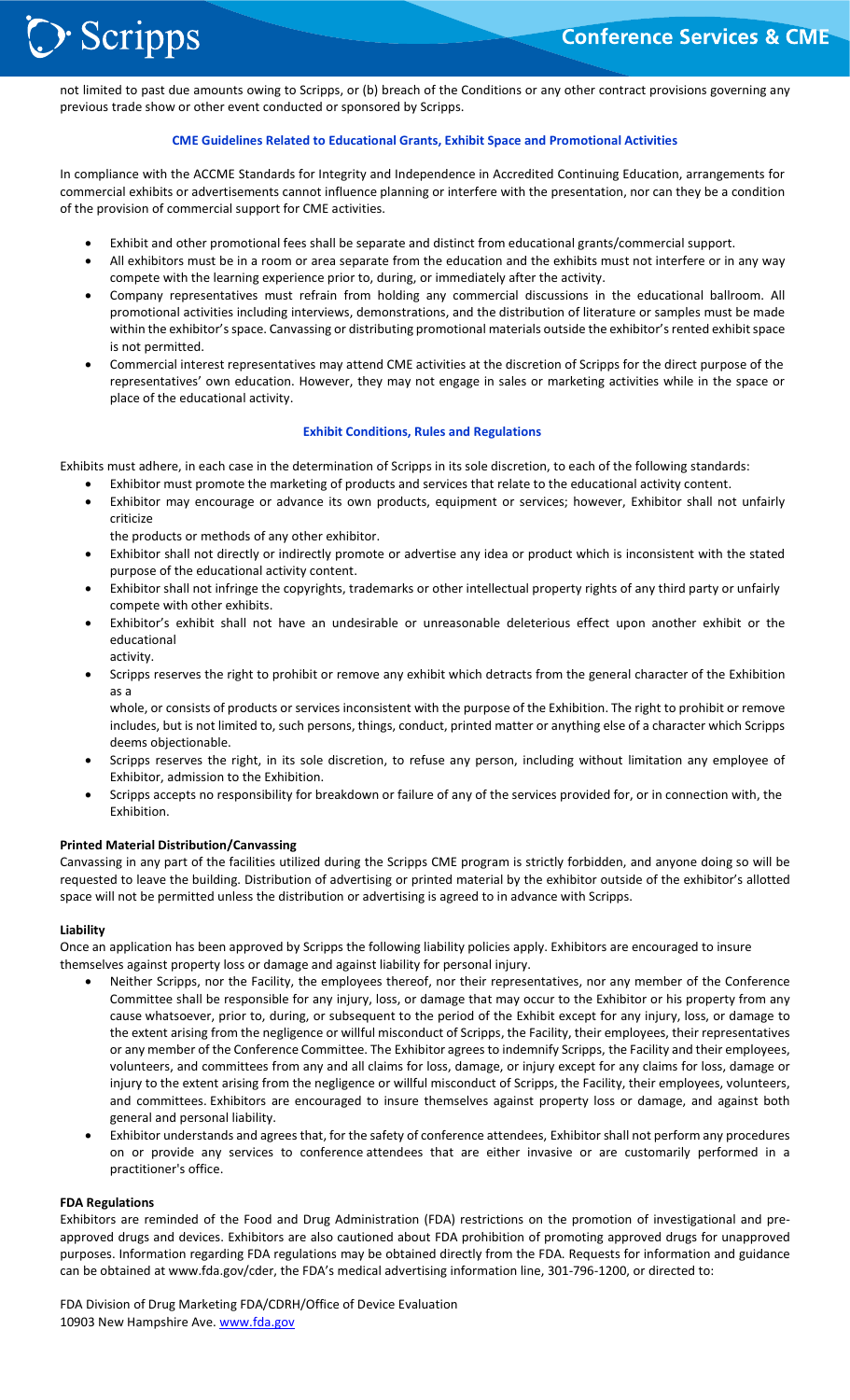not limited to past due amounts owing to Scripps, or (b) breach of the Conditions or any other contract provisions governing any previous trade show or other event conducted or sponsored by Scripps.

### CME Guidelines Related to Educational Grants, Exhibit Space and Promotional Activities

In compliance with the ACCME Standards for Integrity and Independence in Accredited Continuing Education, arrangements for commercial exhibits or advertisements cannot influence planning or interfere with the presentation, nor can they be a condition of the provision of commercial support for CME activities.

- Exhibit and other promotional fees shall be separate and distinct from educational grants/commercial support.
- All exhibitors must be in a room or area separate from the education and the exhibits must not interfere or in any way compete with the learning experience prior to, during, or immediately after the activity.
- Company representatives must refrain from holding any commercial discussions in the educational ballroom. All promotional activities including interviews, demonstrations, and the distribution of literature or samples must be made within the exhibitor's space. Canvassing or distributing promotional materials outside the exhibitor's rented exhibit space is not permitted.
- Commercial interest representatives may attend CME activities at the discretion of Scripps for the direct purpose of the representatives' own education. However, they may not engage in sales or marketing activities while in the space or place of the educational activity.

### Exhibit Conditions, Rules and Regulations

Exhibits must adhere, in each case in the determination of Scripps in its sole discretion, to each of the following standards:

- Exhibitor must promote the marketing of products and services that relate to the educational activity content.
- Exhibitor may encourage or advance its own products, equipment or services; however, Exhibitor shall not unfairly criticize the products or methods of any other exhibitor.
- Exhibitor shall not directly or indirectly promote or advertise any idea or product which is inconsistent with the stated purpose of the educational activity content.
- Exhibitor shall not infringe the copyrights, trademarks or other intellectual property rights of any third party or unfairly compete with other exhibits.
- Exhibitor's exhibit shall not have an undesirable or unreasonable deleterious effect upon another exhibit or the educational activity.
- Scripps reserves the right to prohibit or remove any exhibit which detracts from the general character of the Exhibition as a whole, or consists of products or services inconsistent with the purpose of the Exhibition. The right to prohibit or remove includes, but is not limited to, such persons, things, conduct, printed matter or anything else of a character which Scripps deems objectionable.
- Scripps reserves the right, in its sole discretion, to refuse any person, including without limitation any employee of Exhibitor, admission to the Exhibition.
- Scripps accepts no responsibility for breakdown or failure of any of the services provided for, or in connection with, the Exhibition.

**Printed Material Distribution/Canvassing**

Canvassing in any part of the facilities utilized during the Scripps CME program is strictly forbidden, and anyone doing so will be requested to leave the building. Distribution of advertising or printed material by the exhibitor outside of the exhibitor's allotted space will not be permitted unless the distribution or advertising is agreed to in advance with Scripps.

**Liability**

Once an application has been approved by Scripps the following liability policies apply. Exhibitors are encouraged to insure themselves against property loss or damage and against liability for personal injury.

- Neither Scripps, nor the Facility, the employees thereof, nor their representatives, nor any member of the Conference Committee shall be responsible for any injury, loss, or damage that may occur to the Exhibitor or his property from any cause whatsoever, prior to, during, or subsequent to the period of the Exhibit except for any injury, loss, or damage to the extent arising from the negligence or willful misconduct of Scripps, the Facility, their employees, their representatives or any member of the Conference Committee. The Exhibitor agrees to indemnify Scripps, the Facility and their employees, volunteers, and committees from any and all claims for loss, damage, or injury except for any claims for loss, damage or injury to the extent arising from the negligence or willful misconduct of Scripps, the Facility, their employees, volunteers, and committees. Exhibitors are encouraged to insure themselves against property loss or damage, and against both general and personal liability.
- Exhibitor understands and agrees that, for the safety of conference attendees, Exhibitor shall not perform any procedures on or provide any services to conference attendees that are either invasive or are customarily performed in a practitioner's office.

**FDA Regulations**

Exhibitors are reminded of the Food and Drug Administration (FDA) restrictions on the promotion of investigational and pre-approved drugs and devices. Exhibitors are also cautioned about FDA prohibition of promoting approved drugs for unapproved purposes. Information regarding FDA regulations may be obtained directly from the FDA. Requests for information and guidance can be obtained at www.fda.gov/cder, the FDA's medical advertising information line, 301-796-1200, or directed to:

FDA Division of Drug Marketing FDA/CDRH/Office of Device Evaluation
10903 New Hampshire Ave. www.fda.gov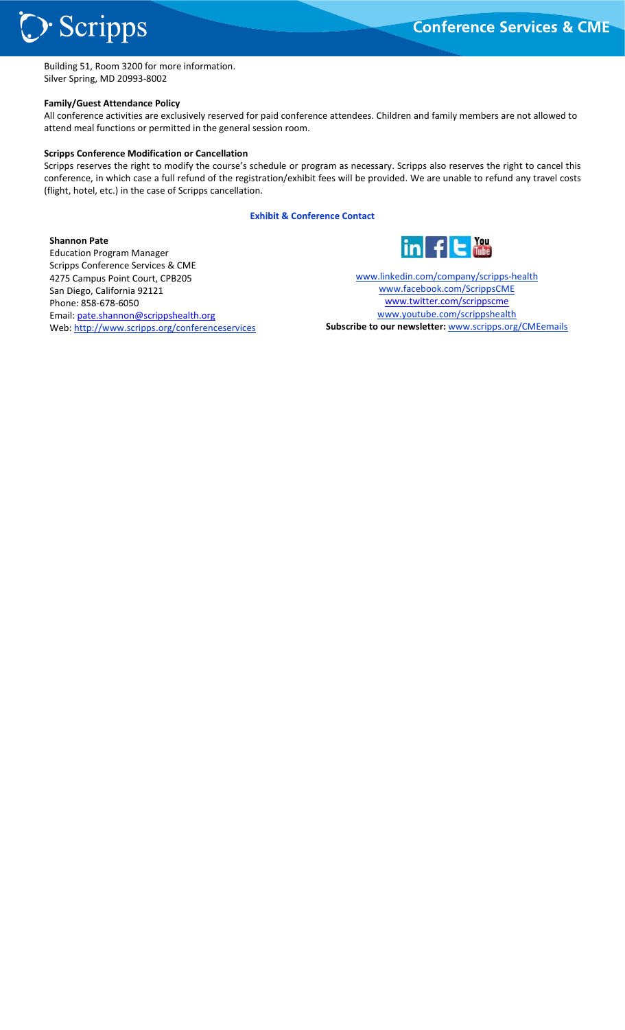Building 51, Room 3200 for more information.
Silver Spring, MD 20993-8002

**Family/Guest Attendance Policy**

All conference activities are exclusively reserved for paid conference attendees. Children and family members are not allowed to attend meal functions or permitted in the general session room.

**Scripps Conference Modification or Cancellation**

Scripps reserves the right to modify the course's schedule or program as necessary. Scripps also reserves the right to cancel this conference, in which case a full refund of the registration/exhibit fees will be provided. We are unable to refund any travel costs (flight, hotel, etc.) in the case of Scripps cancellation.

**Exhibit & Conference Contact**

**Shannon Pate**
Education Program Manager
Scripps Conference Services & CME
4275 Campus Point Court, CPB205
San Diego, California 92121
Phone: 858-678-6050
Email: pate.shannon@scrippshealth.org
Web: http://www.scripps.org/conferenceservices

www.linkedin.com/company/scripps-health
www.facebook.com/ScrippsCME
www.twitter.com/scrippscme
www.youtube.com/scrippshealth
**Subscribe to our newsletter:** www.scripps.org/CMEemails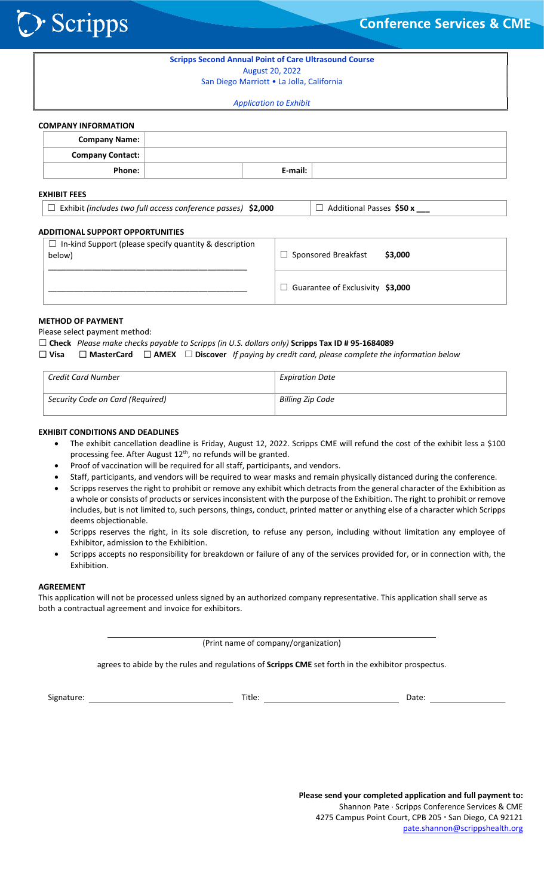Scripps

Conference Services & CME

**Scripps Second Annual Point of Care Ultrasound Course**
August 20, 2022
San Diego Marriott • La Jolla, California

*Application to Exhibit*

**COMPANY INFORMATION**

| | | | |
|---|---|---|---|
| **Company Name:** | | | |
| **Company Contact:** | | | |
| **Phone:** | | **E-mail:** | |

**EXHIBIT FEES**

| | |
|---|---|
| ☐ Exhibit *(includes two full access conference passes)* **$2,000** | ☐ Additional Passes **$50 x** ___ |

**ADDITIONAL SUPPORT OPPORTUNITIES**

| | |
|---|---|
| ☐ In-kind Support (please specify quantity & description below) ___________________________ | ☐ Sponsored Breakfast **$3,000** |
| ___________________________ | ☐ Guarantee of Exclusivity **$3,000** |

**METHOD OF PAYMENT**

Please select payment method:

☐ **Check** *Please make checks payable to Scripps (in U.S. dollars only)* **Scripps Tax ID # 95-1684089**

☐ **Visa** ☐ **MasterCard** ☐ **AMEX** ☐ **Discover** *If paying by credit card, please complete the information below*

| | |
|---|---|
| *Credit Card Number* | *Expiration Date* |
| *Security Code on Card (Required)* | *Billing Zip Code* |

**EXHIBIT CONDITIONS AND DEADLINES**

- The exhibit cancellation deadline is Friday, August 12, 2022. Scripps CME will refund the cost of the exhibit less a $100 processing fee. After August 12th, no refunds will be granted.
- Proof of vaccination will be required for all staff, participants, and vendors.
- Staff, participants, and vendors will be required to wear masks and remain physically distanced during the conference.
- Scripps reserves the right to prohibit or remove any exhibit which detracts from the general character of the Exhibition as a whole or consists of products or services inconsistent with the purpose of the Exhibition. The right to prohibit or remove includes, but is not limited to, such persons, things, conduct, printed matter or anything else of a character which Scripps deems objectionable.
- Scripps reserves the right, in its sole discretion, to refuse any person, including without limitation any employee of Exhibitor, admission to the Exhibition.
- Scripps accepts no responsibility for breakdown or failure of any of the services provided for, or in connection with, the Exhibition.

**AGREEMENT**

This application will not be processed unless signed by an authorized company representative. This application shall serve as both a contractual agreement and invoice for exhibitors.

___________________________________________
(Print name of company/organization)

agrees to abide by the rules and regulations of **Scripps CME** set forth in the exhibitor prospectus.

Signature: ____________________ Title: ____________________ Date: ____________

**Please send your completed application and full payment to:**
Shannon Pate · Scripps Conference Services & CME
4275 Campus Point Court, CPB 205 • San Diego, CA 92121
pate.shannon@scrippshealth.org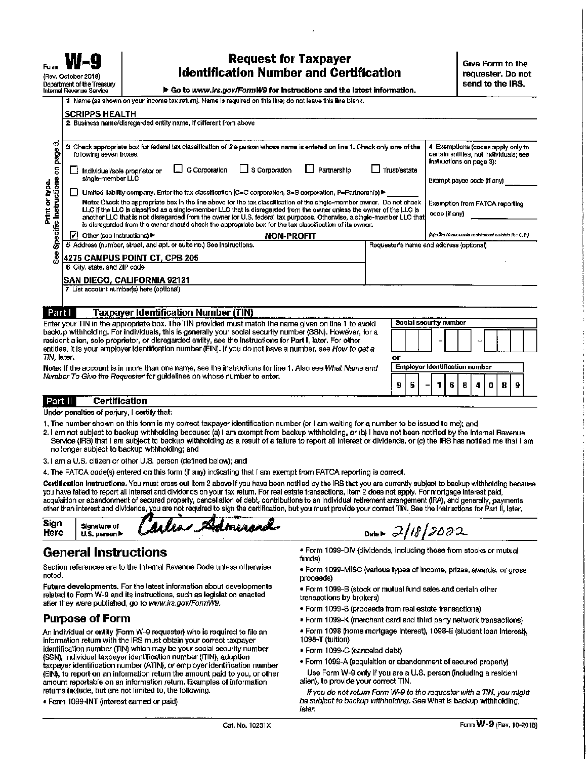Form **W-9**
(Rev. October 2018)
Department of the Treasury
Internal Revenue Service

# Request for Taxpayer Identification Number and Certification

▶ Go to *www.irs.gov/FormW9* for instructions and the latest information.

**Give Form to the requester. Do not send to the IRS.**

1 Name (as shown on your income tax return). Name is required on this line; do not leave this line blank.

SCRIPPS HEALTH

2 Business name/disregarded entity name, if different from above

3 Check appropriate box for federal tax classification of the person whose name is entered on line 1. Check only one of the following seven boxes.

☐ Individual/sole proprietor or single-member LLC ☐ C Corporation ☐ S Corporation ☐ Partnership ☐ Trust/estate

☐ Limited liability company. Enter the tax classification (C=C corporation, S=S corporation, P=Partnership) ▶

**Note:** Check the appropriate box in the line above for the tax classification of the single-member owner. Do not check LLC if the LLC is classified as a single-member LLC that is disregarded from the owner unless the owner of the LLC is another LLC that is not disregarded from the owner for U.S. federal tax purposes. Otherwise, a single-member LLC that is disregarded from the owner should check the appropriate box for the tax classification of its owner.

☑ Other (see instructions) ▶ NON-PROFIT

4 Exemptions (codes apply only to certain entities, not individuals; see instructions on page 3):

Exempt payee code (if any)

Exemption from FATCA reporting code (if any)

*(Applies to accounts maintained outside the U.S.)*

5 Address (number, street, and apt. or suite no.) See instructions.

4275 CAMPUS POINT CT, CPB 205

Requester's name and address (optional)

6 City, state, and ZIP code

SAN DIEGO, CALIFORNIA 92121

7 List account number(s) here (optional)

Print or type. See Specific Instructions on page 3.

## Part I Taxpayer Identification Number (TIN)

Enter your TIN in the appropriate box. The TIN provided must match the name given on line 1 to avoid backup withholding. For individuals, this is generally your social security number (SSN). However, for a resident alien, sole proprietor, or disregarded entity, see the instructions for Part I, later. For other entities, it is your employer identification number (EIN). If you do not have a number, see *How to get a TIN,* later.

**Note:** If the account is in more than one name, see the instructions for line 1. Also see *What Name and Number To Give the Requester* for guidelines on whose number to enter.

Social security number

\_ \_ \_ – \_ \_ – \_ \_ \_ \_

or

Employer identification number

9 5 – 1 6 8 4 0 8 9

## Part II Certification

Under penalties of perjury, I certify that:

1. The number shown on this form is my correct taxpayer identification number (or I am waiting for a number to be issued to me); and
2. I am not subject to backup withholding because: (a) I am exempt from backup withholding, or (b) I have not been notified by the Internal Revenue Service (IRS) that I am subject to backup withholding as a result of a failure to report all interest or dividends, or (c) the IRS has notified me that I am no longer subject to backup withholding; and
3. I am a U.S. citizen or other U.S. person (defined below); and
4. The FATCA code(s) entered on this form (if any) indicating that I am exempt from FATCA reporting is correct.

**Certification instructions.** You must cross out item 2 above if you have been notified by the IRS that you are currently subject to backup withholding because you have failed to report all interest and dividends on your tax return. For real estate transactions, item 2 does not apply. For mortgage interest paid, acquisition or abandonment of secured property, cancellation of debt, contributions to an individual retirement arrangement (IRA), and generally, payments other than interest and dividends, you are not required to sign the certification, but you must provide your correct TIN. See the instructions for Part II, later.

**Sign Here** Signature of U.S. person ▶ *Carlea Admirand* Date ▶ 2/18/2022

# General Instructions

Section references are to the Internal Revenue Code unless otherwise noted.

**Future developments.** For the latest information about developments related to Form W-9 and its instructions, such as legislation enacted after they were published, go to *www.irs.gov/FormW9.*

## Purpose of Form

An individual or entity (Form W-9 requester) who is required to file an information return with the IRS must obtain your correct taxpayer identification number (TIN) which may be your social security number (SSN), individual taxpayer identification number (ITIN), adoption taxpayer identification number (ATIN), or employer identification number (EIN), to report on an information return the amount paid to you, or other amount reportable on an information return. Examples of information returns include, but are not limited to, the following.

- Form 1099-INT (interest earned or paid)
- Form 1099-DIV (dividends, including those from stocks or mutual funds)
- Form 1099-MISC (various types of income, prizes, awards, or gross proceeds)
- Form 1099-B (stock or mutual fund sales and certain other transactions by brokers)
- Form 1099-S (proceeds from real estate transactions)
- Form 1099-K (merchant card and third party network transactions)
- Form 1098 (home mortgage interest), 1098-E (student loan interest), 1098-T (tuition)
- Form 1099-C (canceled debt)
- Form 1099-A (acquisition or abandonment of secured property)

Use Form W-9 only if you are a U.S. person (including a resident alien), to provide your correct TIN.

*If you do not return Form W-9 to the requester with a TIN, you might be subject to backup withholding. See* What is backup withholding, *later.*

Cat. No. 10231X Form **W-9** (Rev. 10-2018)